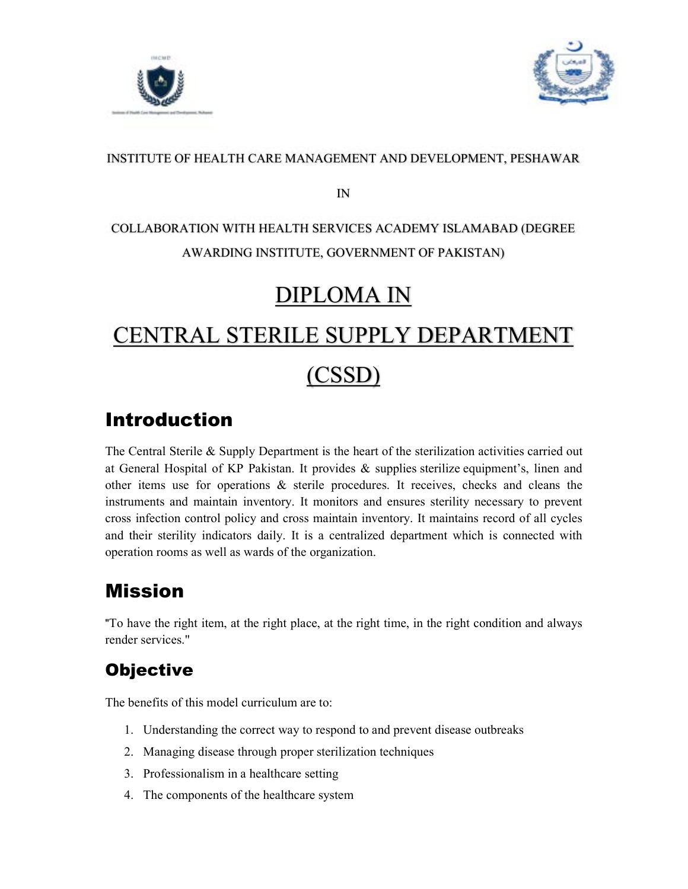INSTITUTE OF HEALTH CARE MANAGEMENT AND DEVELOPMENT, PESHAWAR

IN

COLLABORATION WITH HEALTH SERVICES ACADEMY ISLAMABAD (DEGREE AWARDING INSTITUTE, GOVERNMENT OF PAKISTAN)

# DIPLOMA IN CENTRAL STERILE SUPPLY DEPARTMENT (CSSD)

## Introduction

The Central Sterile & Supply Department is the heart of the sterilization activities carried out at General Hospital of KP Pakistan. It provides & supplies sterilize equipment's, linen and other items use for operations & sterile procedures. It receives, checks and cleans the instruments and maintain inventory. It monitors and ensures sterility necessary to prevent cross infection control policy and cross maintain inventory. It maintains record of all cycles and their sterility indicators daily. It is a centralized department which is connected with operation rooms as well as wards of the organization.

## Mission

"To have the right item, at the right place, at the right time, in the right condition and always render services."

### Objective

The benefits of this model curriculum are to:

1. Understanding the correct way to respond to and prevent disease outbreaks
2. Managing disease through proper sterilization techniques
3. Professionalism in a healthcare setting
4. The components of the healthcare system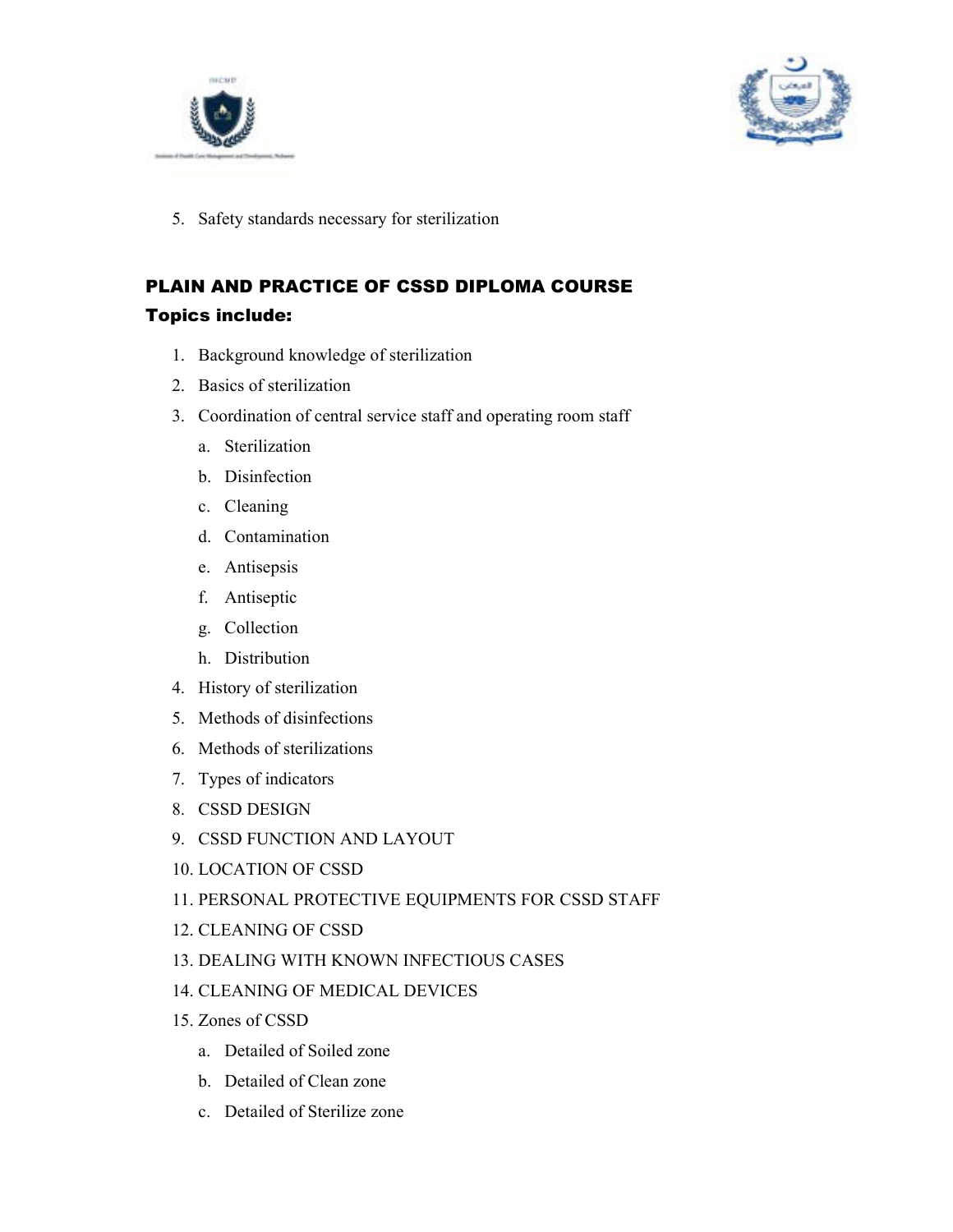5. Safety standards necessary for sterilization

## PLAIN AND PRACTICE OF CSSD DIPLOMA COURSE

### Topics include:

1. Background knowledge of sterilization
2. Basics of sterilization
3. Coordination of central service staff and operating room staff
   a. Sterilization
   b. Disinfection
   c. Cleaning
   d. Contamination
   e. Antisepsis
   f. Antiseptic
   g. Collection
   h. Distribution
4. History of sterilization
5. Methods of disinfections
6. Methods of sterilizations
7. Types of indicators
8. CSSD DESIGN
9. CSSD FUNCTION AND LAYOUT
10. LOCATION OF CSSD
11. PERSONAL PROTECTIVE EQUIPMENTS FOR CSSD STAFF
12. CLEANING OF CSSD
13. DEALING WITH KNOWN INFECTIOUS CASES
14. CLEANING OF MEDICAL DEVICES
15. Zones of CSSD
    a. Detailed of Soiled zone
    b. Detailed of Clean zone
    c. Detailed of Sterilize zone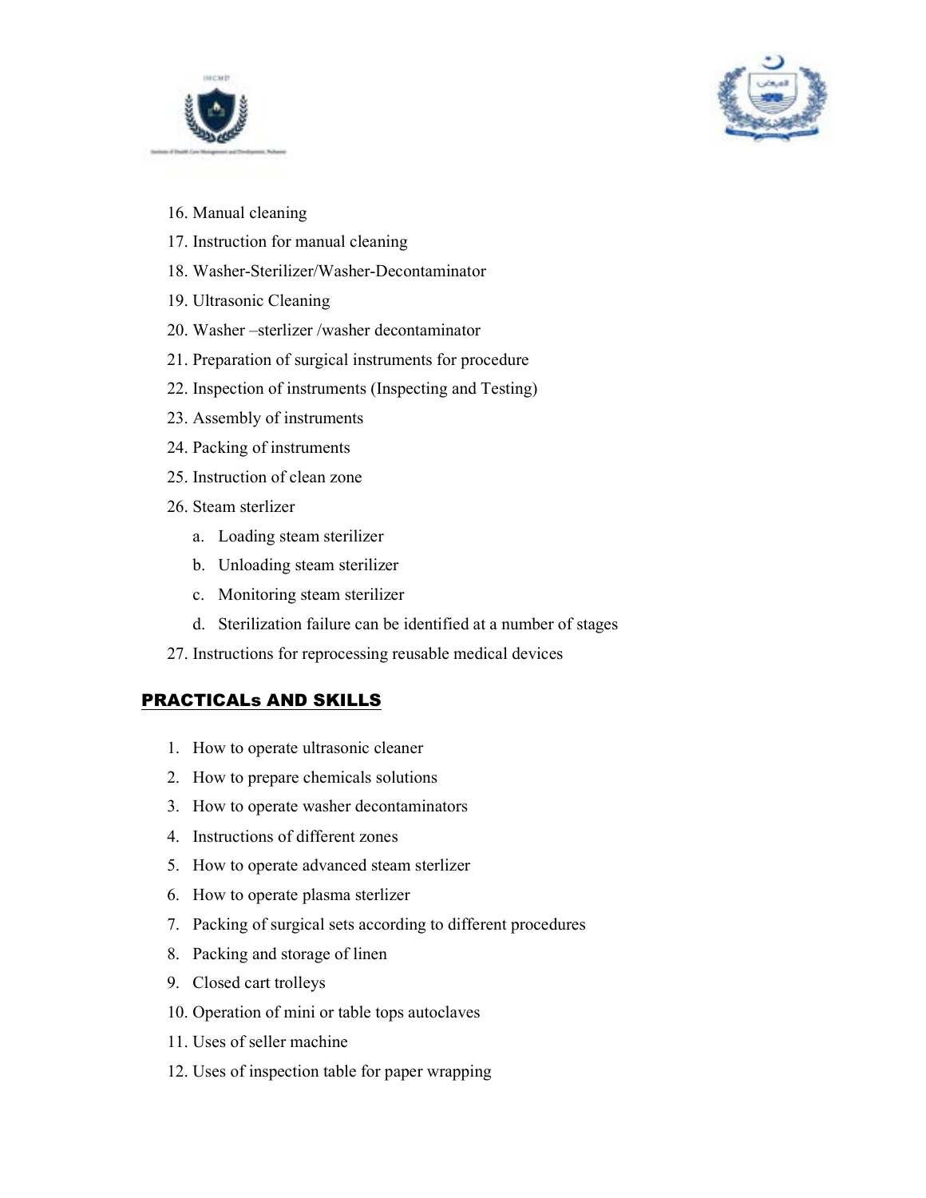16. Manual cleaning
17. Instruction for manual cleaning
18. Washer-Sterilizer/Washer-Decontaminator
19. Ultrasonic Cleaning
20. Washer –sterlizer /washer decontaminator
21. Preparation of surgical instruments for procedure
22. Inspection of instruments (Inspecting and Testing)
23. Assembly of instruments
24. Packing of instruments
25. Instruction of clean zone
26. Steam sterlizer
    a. Loading steam sterilizer
    b. Unloading steam sterilizer
    c. Monitoring steam sterilizer
    d. Sterilization failure can be identified at a number of stages
27. Instructions for reprocessing reusable medical devices

## PRACTICALs AND SKILLS

1. How to operate ultrasonic cleaner
2. How to prepare chemicals solutions
3. How to operate washer decontaminators
4. Instructions of different zones
5. How to operate advanced steam sterlizer
6. How to operate plasma sterlizer
7. Packing of surgical sets according to different procedures
8. Packing and storage of linen
9. Closed cart trolleys
10. Operation of mini or table tops autoclaves
11. Uses of seller machine
12. Uses of inspection table for paper wrapping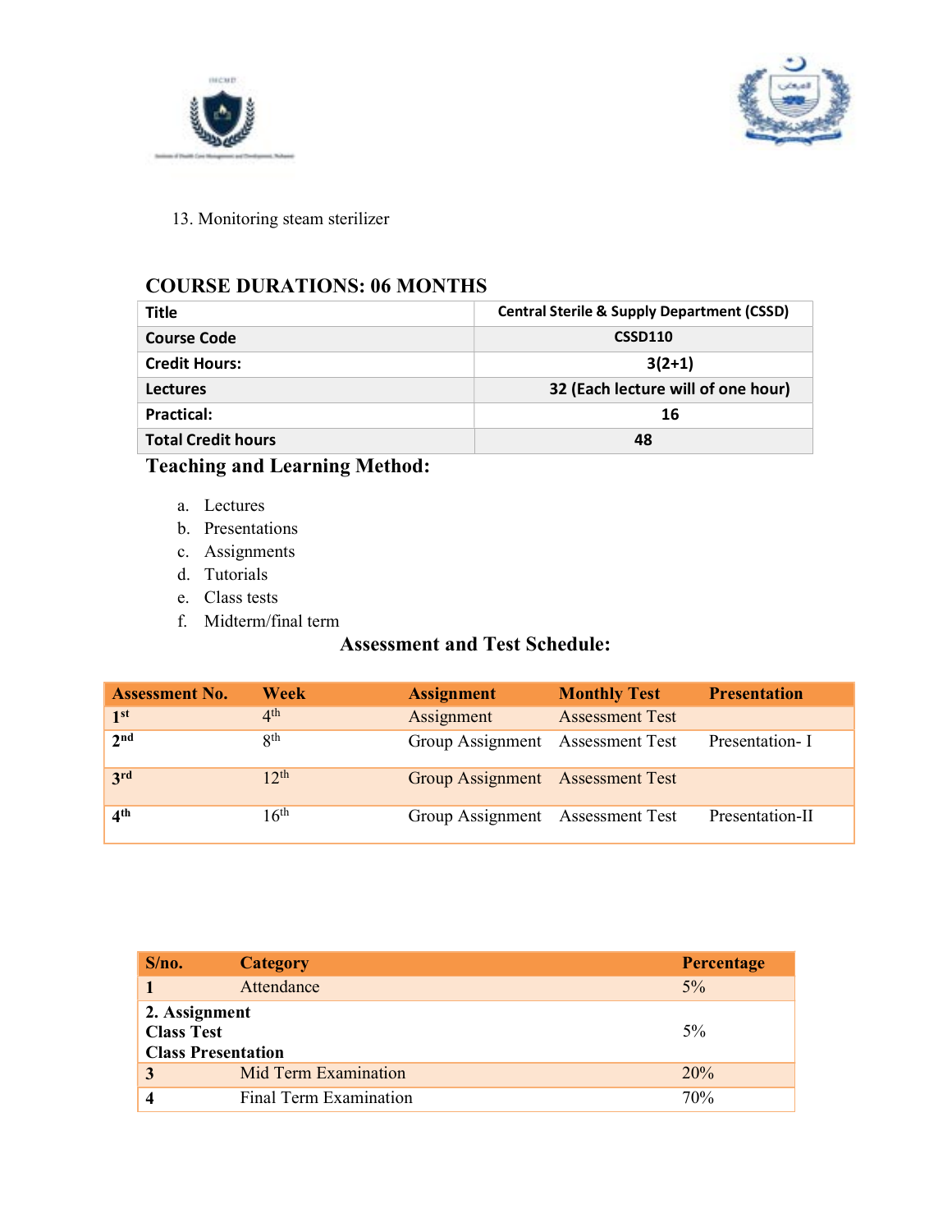13. Monitoring steam sterilizer

## COURSE DURATIONS: 06 MONTHS

| Title | Central Sterile & Supply Department (CSSD) |
|---|---|
| Course Code | CSSD110 |
| Credit Hours: | 3(2+1) |
| Lectures | 32 (Each lecture will of one hour) |
| Practical: | 16 |
| Total Credit hours | 48 |

## Teaching and Learning Method:

a. Lectures
b. Presentations
c. Assignments
d. Tutorials
e. Class tests
f. Midterm/final term

### Assessment and Test Schedule:

| Assessment No. | Week | Assignment | Monthly Test | Presentation |
|---|---|---|---|---|
| 1st | 4th | Assignment | Assessment Test | |
| 2nd | 8th | Group Assignment | Assessment Test | Presentation- I |
| 3rd | 12th | Group Assignment | Assessment Test | |
| 4th | 16th | Group Assignment | Assessment Test | Presentation-II |

| S/no. | Category | Percentage |
|---|---|---|
| 1 | Attendance | 5% |
| **2. Assignment<br>Class Test<br>Class Presentation** | | 5% |
| 3 | Mid Term Examination | 20% |
| 4 | Final Term Examination | 70% |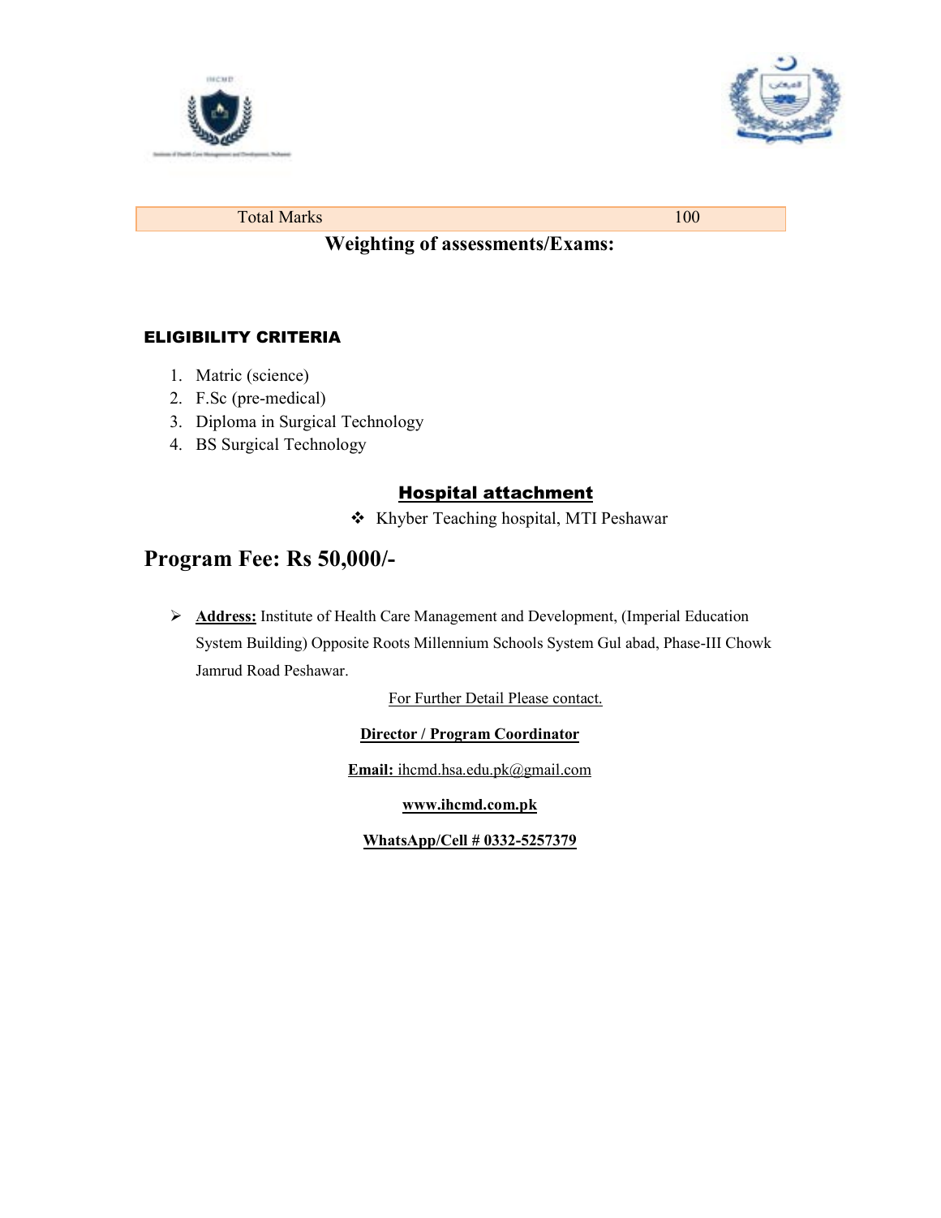| | |
|---|---|
| Total Marks | 100 |

**Weighting of assessments/Exams:**

### ELIGIBILITY CRITERIA

1. Matric (science)
2. F.Sc (pre-medical)
3. Diploma in Surgical Technology
4. BS Surgical Technology

### Hospital attachment

- Khyber Teaching hospital, MTI Peshawar

## Program Fee: Rs 50,000/-

- **Address:** Institute of Health Care Management and Development, (Imperial Education System Building) Opposite Roots Millennium Schools System Gul abad, Phase-III Chowk Jamrud Road Peshawar.

For Further Detail Please contact.

**Director / Program Coordinator**

**Email:** ihcmd.hsa.edu.pk@gmail.com

**www.ihcmd.com.pk**

**WhatsApp/Cell # 0332-5257379**